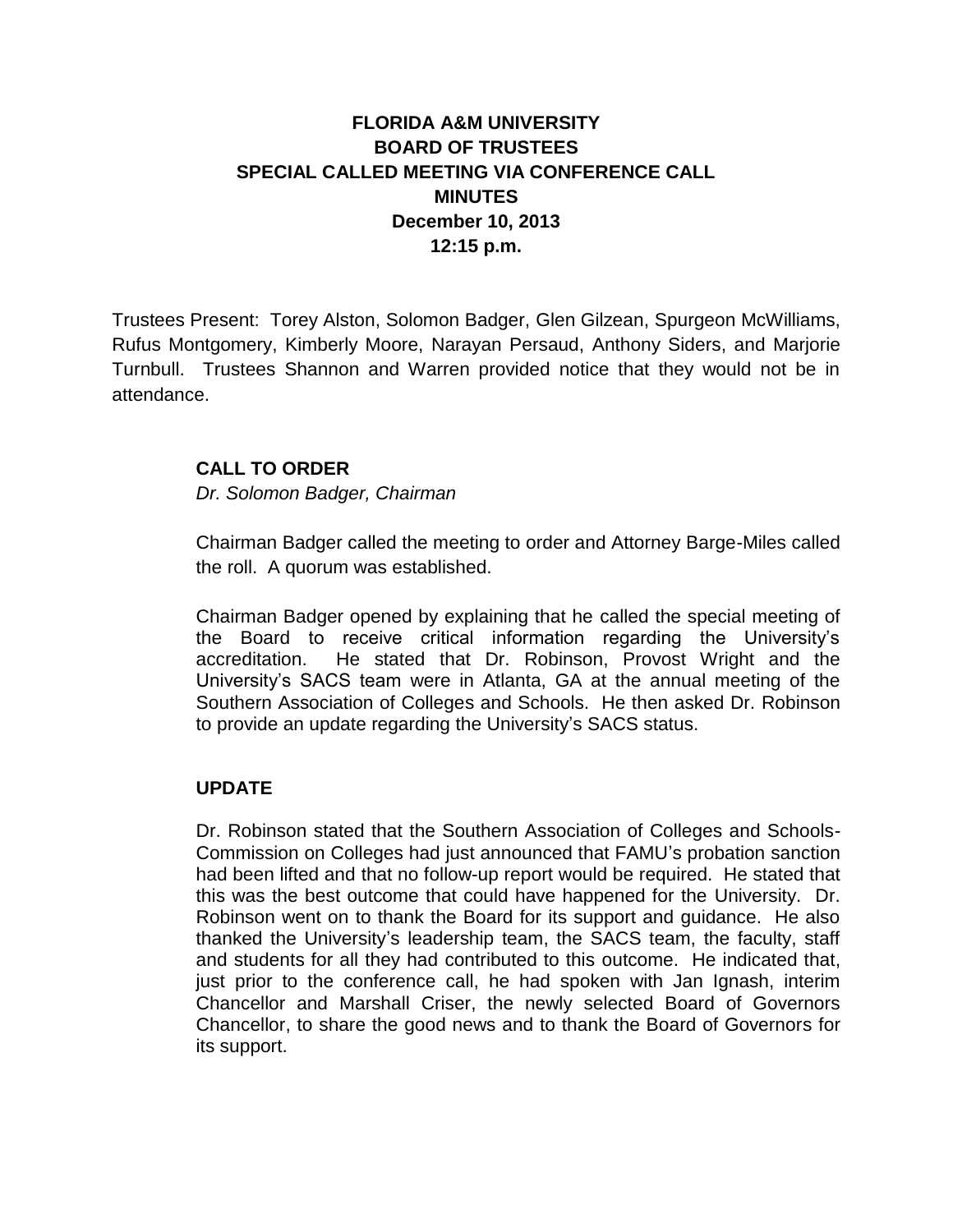# FLORIDA A&M UNIVERSITY
## BOARD OF TRUSTEES
## SPECIAL CALLED MEETING VIA CONFERENCE CALL
## MINUTES
**December 10, 2013**
**12:15 p.m.**

Trustees Present: Torey Alston, Solomon Badger, Glen Gilzean, Spurgeon McWilliams, Rufus Montgomery, Kimberly Moore, Narayan Persaud, Anthony Siders, and Marjorie Turnbull. Trustees Shannon and Warren provided notice that they would not be in attendance.

### CALL TO ORDER

*Dr. Solomon Badger, Chairman*

Chairman Badger called the meeting to order and Attorney Barge-Miles called the roll. A quorum was established.

Chairman Badger opened by explaining that he called the special meeting of the Board to receive critical information regarding the University's accreditation. He stated that Dr. Robinson, Provost Wright and the University's SACS team were in Atlanta, GA at the annual meeting of the Southern Association of Colleges and Schools. He then asked Dr. Robinson to provide an update regarding the University's SACS status.

### UPDATE

Dr. Robinson stated that the Southern Association of Colleges and Schools-Commission on Colleges had just announced that FAMU's probation sanction had been lifted and that no follow-up report would be required. He stated that this was the best outcome that could have happened for the University. Dr. Robinson went on to thank the Board for its support and guidance. He also thanked the University's leadership team, the SACS team, the faculty, staff and students for all they had contributed to this outcome. He indicated that, just prior to the conference call, he had spoken with Jan Ignash, interim Chancellor and Marshall Criser, the newly selected Board of Governors Chancellor, to share the good news and to thank the Board of Governors for its support.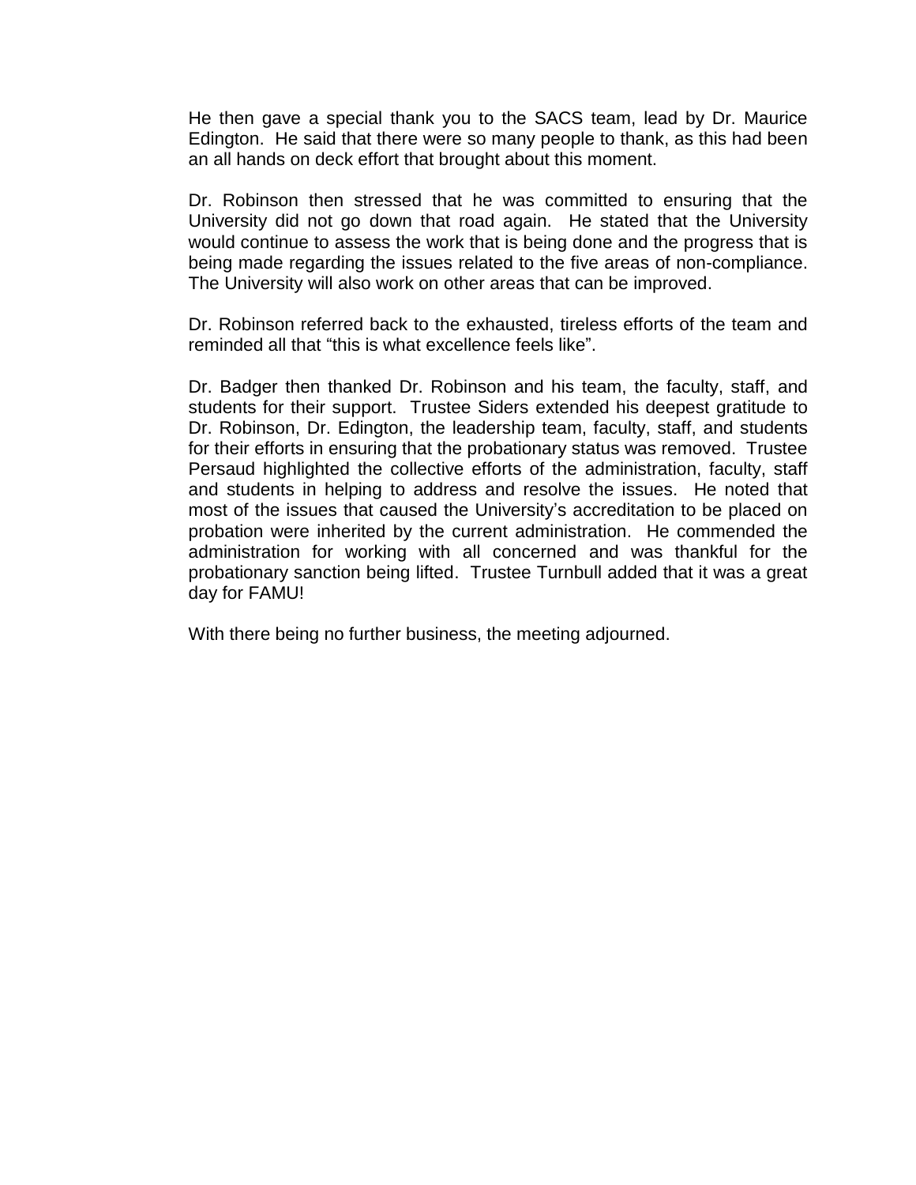He then gave a special thank you to the SACS team, lead by Dr. Maurice Edington. He said that there were so many people to thank, as this had been an all hands on deck effort that brought about this moment.

Dr. Robinson then stressed that he was committed to ensuring that the University did not go down that road again. He stated that the University would continue to assess the work that is being done and the progress that is being made regarding the issues related to the five areas of non-compliance. The University will also work on other areas that can be improved.

Dr. Robinson referred back to the exhausted, tireless efforts of the team and reminded all that "this is what excellence feels like".

Dr. Badger then thanked Dr. Robinson and his team, the faculty, staff, and students for their support. Trustee Siders extended his deepest gratitude to Dr. Robinson, Dr. Edington, the leadership team, faculty, staff, and students for their efforts in ensuring that the probationary status was removed. Trustee Persaud highlighted the collective efforts of the administration, faculty, staff and students in helping to address and resolve the issues. He noted that most of the issues that caused the University's accreditation to be placed on probation were inherited by the current administration. He commended the administration for working with all concerned and was thankful for the probationary sanction being lifted. Trustee Turnbull added that it was a great day for FAMU!

With there being no further business, the meeting adjourned.